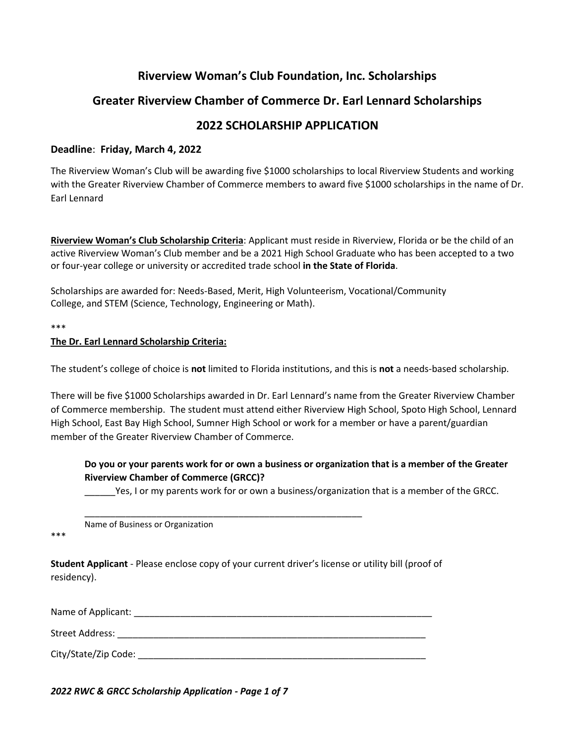# Riverview Woman's Club Foundation, Inc. Scholarships

# Greater Riverview Chamber of Commerce Dr. Earl Lennard Scholarships

# 2022 SCHOLARSHIP APPLICATION

**Deadline**: **Friday, March 4, 2022**

The Riverview Woman's Club will be awarding five $1000 scholarships to local Riverview Students and working with the Greater Riverview Chamber of Commerce members to award five $1000 scholarships in the name of Dr. Earl Lennard

**Riverview Woman's Club Scholarship Criteria**: Applicant must reside in Riverview, Florida or be the child of an active Riverview Woman's Club member and be a 2021 High School Graduate who has been accepted to a two or four-year college or university or accredited trade school **in the State of Florida**.

Scholarships are awarded for: Needs-Based, Merit, High Volunteerism, Vocational/Community College, and STEM (Science, Technology, Engineering or Math).

***

**The Dr. Earl Lennard Scholarship Criteria:**

The student's college of choice is **not** limited to Florida institutions, and this is **not** a needs-based scholarship.

There will be five $1000 Scholarships awarded in Dr. Earl Lennard's name from the Greater Riverview Chamber of Commerce membership. The student must attend either Riverview High School, Spoto High School, Lennard High School, East Bay High School, Sumner High School or work for a member or have a parent/guardian member of the Greater Riverview Chamber of Commerce.

**Do you or your parents work for or own a business or organization that is a member of the Greater Riverview Chamber of Commerce (GRCC)?**

______Yes, I or my parents work for or own a business/organization that is a member of the GRCC.

_________________________________________________________

Name of Business or Organization

***

**Student Applicant** - Please enclose copy of your current driver's license or utility bill (proof of residency).

Name of Applicant: ___________________________________________________________

Street Address: _______________________________________________________________

City/State/Zip Code: ___________________________________________________________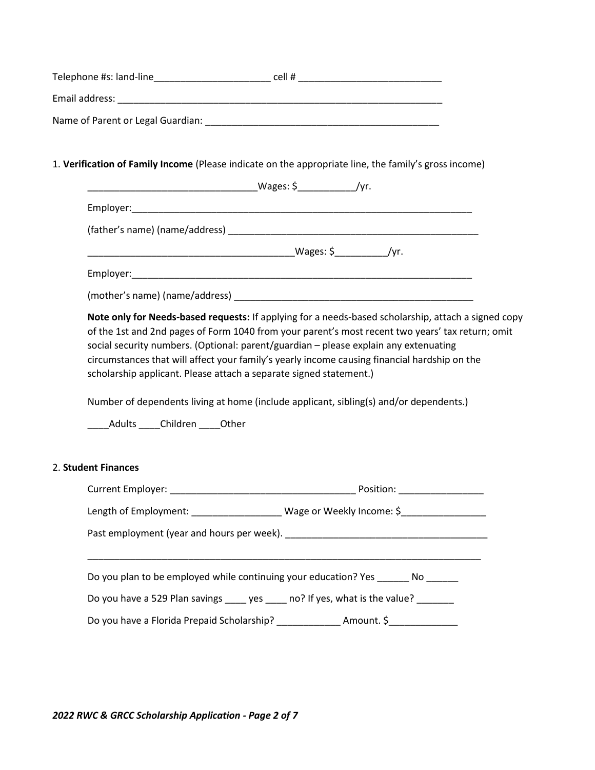Telephone #s: land-line______________________ cell # ___________________________

Email address: _______________________________________________________________

Name of Parent or Legal Guardian: ____________________________________________

1. **Verification of Family Income** (Please indicate on the appropriate line, the family's gross income)

   _______________________________Wages: $__________/yr.

   Employer:_________________________________________________________________

   (father's name) (name/address) _______________________________________________

   _____________________________________Wages: $_________/yr.

   Employer:_________________________________________________________________

   (mother's name) (name/address) _______________________________________________

   **Note only for Needs-based requests:** If applying for a needs-based scholarship, attach a signed copy of the 1st and 2nd pages of Form 1040 from your parent's most recent two years' tax return; omit social security numbers. (Optional: parent/guardian – please explain any extenuating circumstances that will affect your family's yearly income causing financial hardship on the scholarship applicant. Please attach a separate signed statement.)

   Number of dependents living at home (include applicant, sibling(s) and/or dependents.)

   ____Adults ____Children ____Other

2. **Student Finances**

   Current Employer: ___________________________________ Position: ________________

   Length of Employment: _________________ Wage or Weekly Income: $________________

   Past employment (year and hours per week). ______________________________________

   ___________________________________________________________________________

   Do you plan to be employed while continuing your education? Yes ______ No ______

   Do you have a 529 Plan savings ____ yes ____ no? If yes, what is the value? _______

   Do you have a Florida Prepaid Scholarship? ____________ Amount. $_____________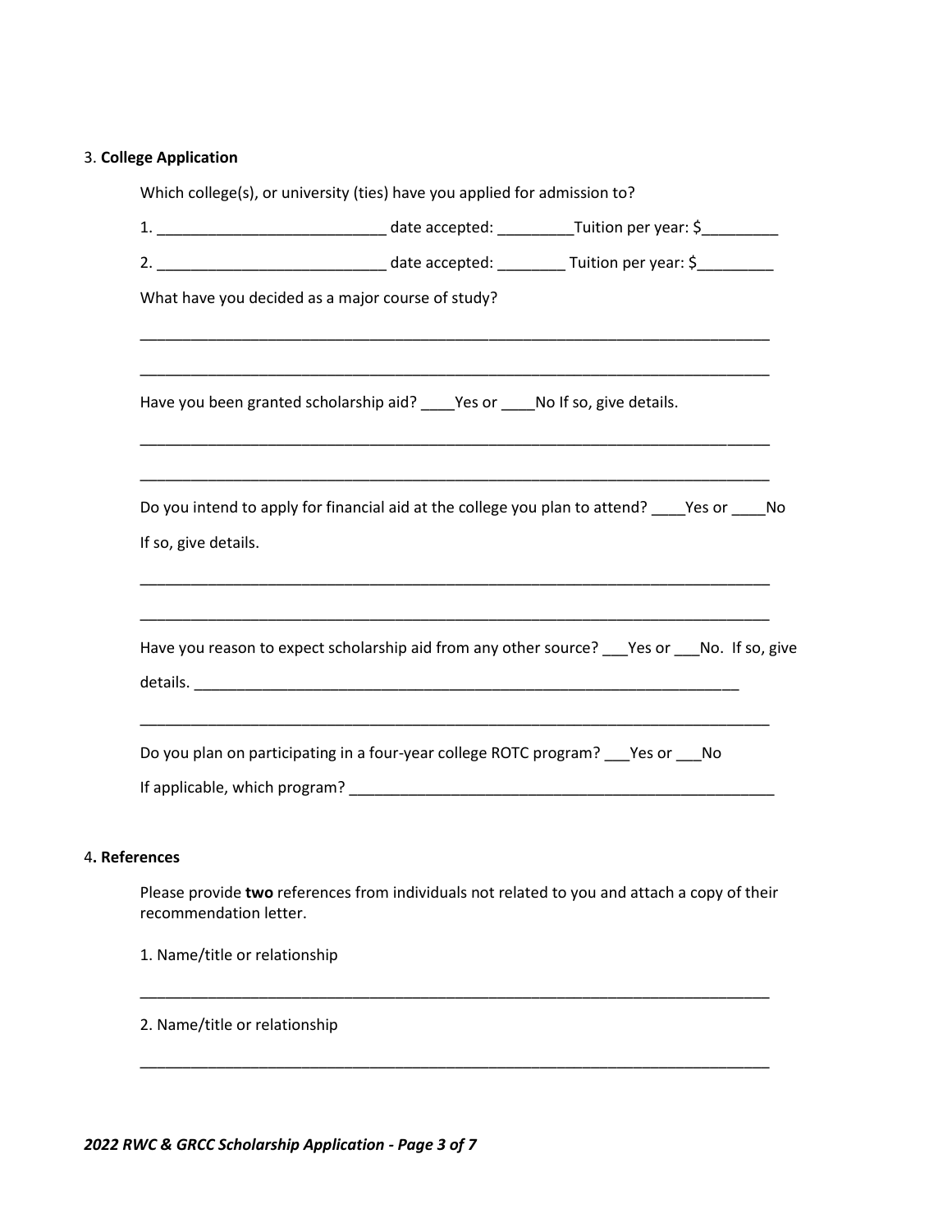3. **College Application**

Which college(s), or university (ties) have you applied for admission to?

1. ___________________________ date accepted: _________Tuition per year: $_________

2. ___________________________ date accepted: ________ Tuition per year: $_________

What have you decided as a major course of study?

_____________________________________________________________________________

_____________________________________________________________________________

Have you been granted scholarship aid? ____Yes or ____No If so, give details.

_____________________________________________________________________________

_____________________________________________________________________________

Do you intend to apply for financial aid at the college you plan to attend? ____Yes or ____No

If so, give details.

_____________________________________________________________________________

_____________________________________________________________________________

Have you reason to expect scholarship aid from any other source? ___Yes or ___No. If so, give details. ___________________________________________________________________

_____________________________________________________________________________

Do you plan on participating in a four-year college ROTC program? ___Yes or ___No

If applicable, which program? _____________________________________________________

4**. References**

Please provide **two** references from individuals not related to you and attach a copy of their recommendation letter.

1. Name/title or relationship

_____________________________________________________________________________

2. Name/title or relationship

_____________________________________________________________________________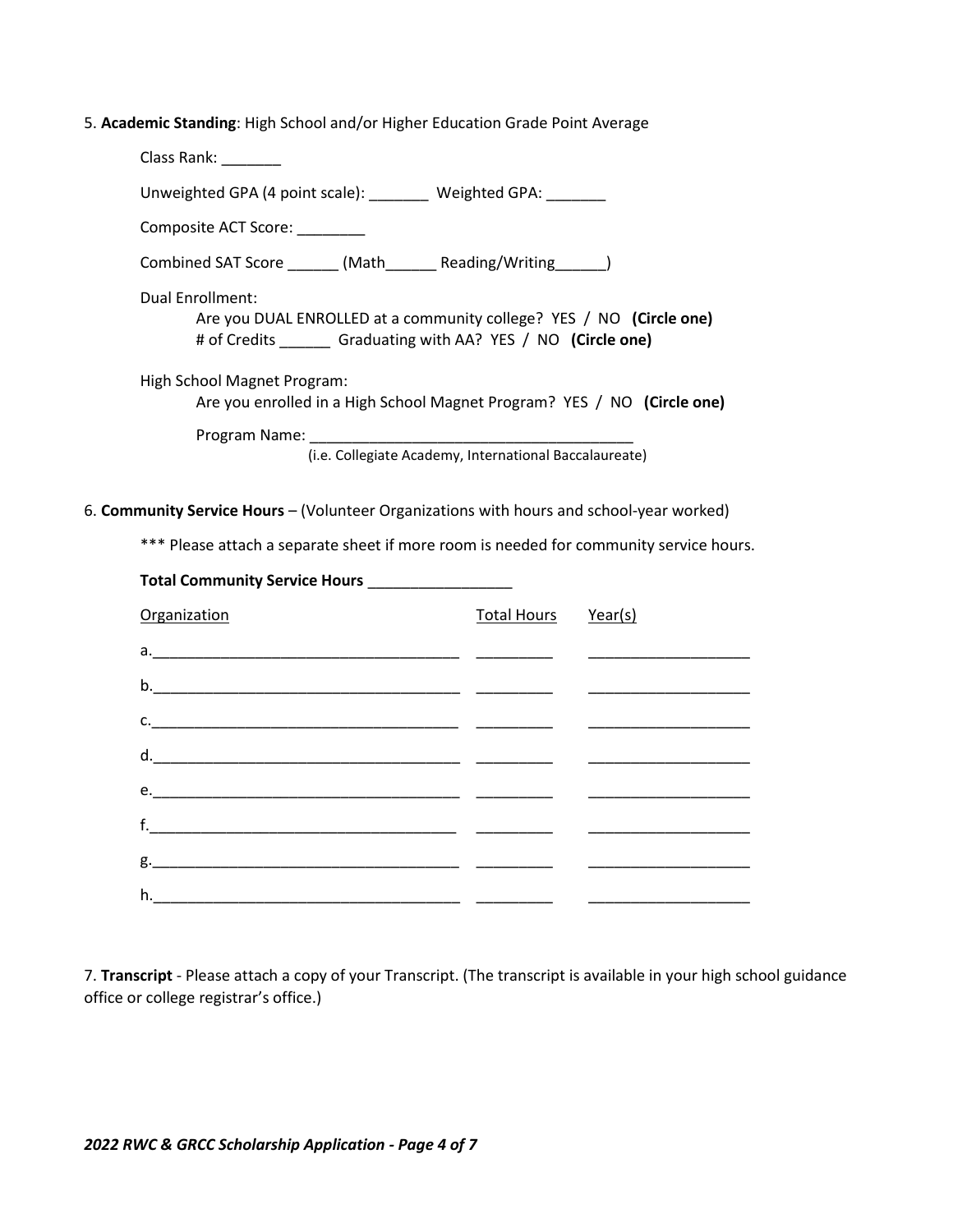5. **Academic Standing**: High School and/or Higher Education Grade Point Average

Class Rank: _______

Unweighted GPA (4 point scale): _______ Weighted GPA: _______

Composite ACT Score: ________

Combined SAT Score ______ (Math______ Reading/Writing______)

Dual Enrollment:

Are you DUAL ENROLLED at a community college? YES / NO **(Circle one)**

# of Credits ______ Graduating with AA? YES / NO **(Circle one)**

High School Magnet Program:

Are you enrolled in a High School Magnet Program? YES / NO **(Circle one)**

Program Name: ______________________________________

(i.e. Collegiate Academy, International Baccalaureate)

6. **Community Service Hours** – (Volunteer Organizations with hours and school-year worked)

*** Please attach a separate sheet if more room is needed for community service hours.

**Total Community Service Hours** _________________

| Organization | Total Hours | Year(s) |
|---|---|---|
| a.___________________________________ | _________ | ___________________ |
| b.___________________________________ | _________ | ___________________ |
| c.___________________________________ | _________ | ___________________ |
| d.___________________________________ | _________ | ___________________ |
| e.___________________________________ | _________ | ___________________ |
| f.___________________________________ | _________ | ___________________ |
| g.___________________________________ | _________ | ___________________ |
| h.___________________________________ | _________ | ___________________ |

7. **Transcript** - Please attach a copy of your Transcript. (The transcript is available in your high school guidance office or college registrar's office.)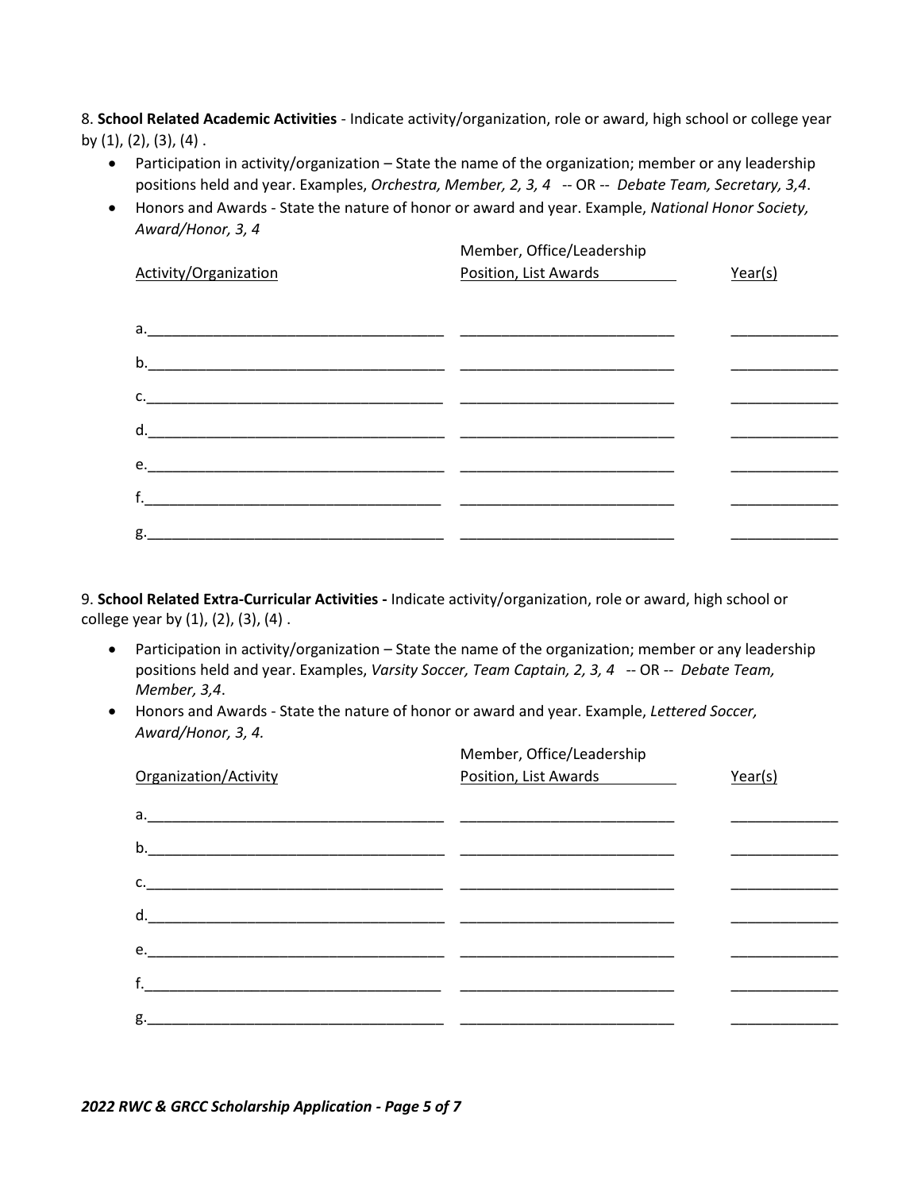8. **School Related Academic Activities** - Indicate activity/organization, role or award, high school or college year by (1), (2), (3), (4) .

- Participation in activity/organization – State the name of the organization; member or any leadership positions held and year. Examples, *Orchestra, Member, 2, 3, 4* -- OR -- *Debate Team, Secretary, 3,4*.
- Honors and Awards - State the nature of honor or award and year. Example, *National Honor Society, Award/Honor, 3, 4*

| Activity/Organization | Member, Office/Leadership Position, List Awards | Year(s) |
|---|---|---|
| a.\_\_\_\_\_\_\_\_\_\_\_\_\_\_\_\_\_\_\_\_ | \_\_\_\_\_\_\_\_\_\_\_\_\_\_\_\_\_\_\_\_ | \_\_\_\_\_\_\_\_\_\_ |
| b.\_\_\_\_\_\_\_\_\_\_\_\_\_\_\_\_\_\_\_\_ | \_\_\_\_\_\_\_\_\_\_\_\_\_\_\_\_\_\_\_\_ | \_\_\_\_\_\_\_\_\_\_ |
| c.\_\_\_\_\_\_\_\_\_\_\_\_\_\_\_\_\_\_\_\_ | \_\_\_\_\_\_\_\_\_\_\_\_\_\_\_\_\_\_\_\_ | \_\_\_\_\_\_\_\_\_\_ |
| d.\_\_\_\_\_\_\_\_\_\_\_\_\_\_\_\_\_\_\_\_ | \_\_\_\_\_\_\_\_\_\_\_\_\_\_\_\_\_\_\_\_ | \_\_\_\_\_\_\_\_\_\_ |
| e.\_\_\_\_\_\_\_\_\_\_\_\_\_\_\_\_\_\_\_\_ | \_\_\_\_\_\_\_\_\_\_\_\_\_\_\_\_\_\_\_\_ | \_\_\_\_\_\_\_\_\_\_ |
| f.\_\_\_\_\_\_\_\_\_\_\_\_\_\_\_\_\_\_\_\_ | \_\_\_\_\_\_\_\_\_\_\_\_\_\_\_\_\_\_\_\_ | \_\_\_\_\_\_\_\_\_\_ |
| g.\_\_\_\_\_\_\_\_\_\_\_\_\_\_\_\_\_\_\_\_ | \_\_\_\_\_\_\_\_\_\_\_\_\_\_\_\_\_\_\_\_ | \_\_\_\_\_\_\_\_\_\_ |

9. **School Related Extra-Curricular Activities -** Indicate activity/organization, role or award, high school or college year by (1), (2), (3), (4) .

- Participation in activity/organization – State the name of the organization; member or any leadership positions held and year. Examples, *Varsity Soccer, Team Captain, 2, 3, 4* -- OR -- *Debate Team, Member, 3,4*.
- Honors and Awards - State the nature of honor or award and year. Example, *Lettered Soccer, Award/Honor, 3, 4.*

| Organization/Activity | Member, Office/Leadership Position, List Awards | Year(s) |
|---|---|---|
| a.\_\_\_\_\_\_\_\_\_\_\_\_\_\_\_\_\_\_\_\_ | \_\_\_\_\_\_\_\_\_\_\_\_\_\_\_\_\_\_\_\_ | \_\_\_\_\_\_\_\_\_\_ |
| b.\_\_\_\_\_\_\_\_\_\_\_\_\_\_\_\_\_\_\_\_ | \_\_\_\_\_\_\_\_\_\_\_\_\_\_\_\_\_\_\_\_ | \_\_\_\_\_\_\_\_\_\_ |
| c.\_\_\_\_\_\_\_\_\_\_\_\_\_\_\_\_\_\_\_\_ | \_\_\_\_\_\_\_\_\_\_\_\_\_\_\_\_\_\_\_\_ | \_\_\_\_\_\_\_\_\_\_ |
| d.\_\_\_\_\_\_\_\_\_\_\_\_\_\_\_\_\_\_\_\_ | \_\_\_\_\_\_\_\_\_\_\_\_\_\_\_\_\_\_\_\_ | \_\_\_\_\_\_\_\_\_\_ |
| e.\_\_\_\_\_\_\_\_\_\_\_\_\_\_\_\_\_\_\_\_ | \_\_\_\_\_\_\_\_\_\_\_\_\_\_\_\_\_\_\_\_ | \_\_\_\_\_\_\_\_\_\_ |
| f.\_\_\_\_\_\_\_\_\_\_\_\_\_\_\_\_\_\_\_\_ | \_\_\_\_\_\_\_\_\_\_\_\_\_\_\_\_\_\_\_\_ | \_\_\_\_\_\_\_\_\_\_ |
| g.\_\_\_\_\_\_\_\_\_\_\_\_\_\_\_\_\_\_\_\_ | \_\_\_\_\_\_\_\_\_\_\_\_\_\_\_\_\_\_\_\_ | \_\_\_\_\_\_\_\_\_\_ |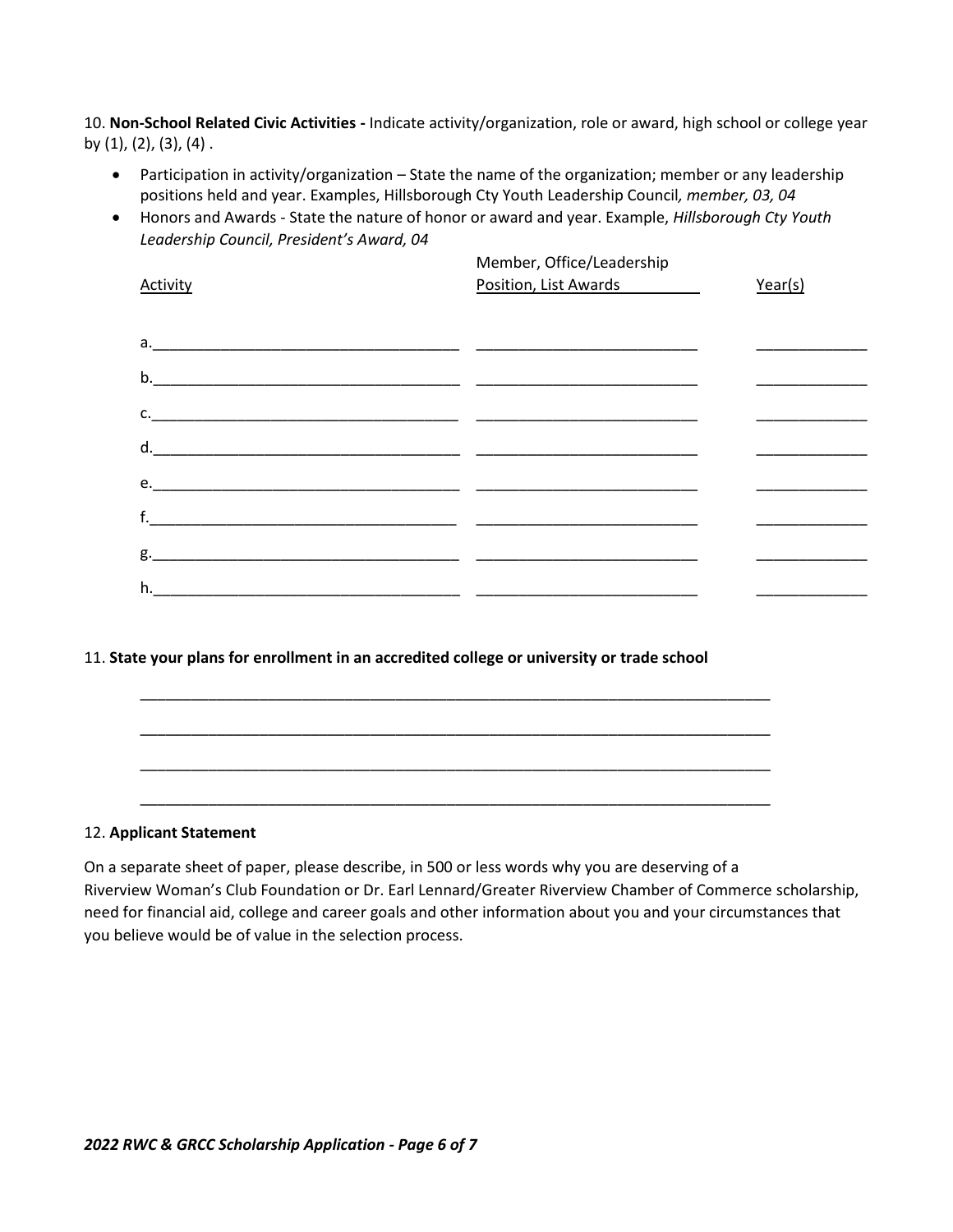10. **Non-School Related Civic Activities -** Indicate activity/organization, role or award, high school or college year by (1), (2), (3), (4) .

- Participation in activity/organization – State the name of the organization; member or any leadership positions held and year. Examples, Hillsborough Cty Youth Leadership Council*, member, 03, 04*
- Honors and Awards - State the nature of honor or award and year. Example, *Hillsborough Cty Youth Leadership Council, President's Award, 04*

| Activity | Member, Office/Leadership Position, List Awards | Year(s) |
|---|---|---|
| a.___________________________________ | __________________________ | _____________ |
| b.___________________________________ | __________________________ | _____________ |
| c.___________________________________ | __________________________ | _____________ |
| d.___________________________________ | __________________________ | _____________ |
| e.___________________________________ | __________________________ | _____________ |
| f.___________________________________ | __________________________ | _____________ |
| g.___________________________________ | __________________________ | _____________ |
| h.___________________________________ | __________________________ | _____________ |

11. **State your plans for enrollment in an accredited college or university or trade school**

___________________________________________________________________________

___________________________________________________________________________

___________________________________________________________________________

___________________________________________________________________________

12. **Applicant Statement**

On a separate sheet of paper, please describe, in 500 or less words why you are deserving of a Riverview Woman's Club Foundation or Dr. Earl Lennard/Greater Riverview Chamber of Commerce scholarship, need for financial aid, college and career goals and other information about you and your circumstances that you believe would be of value in the selection process.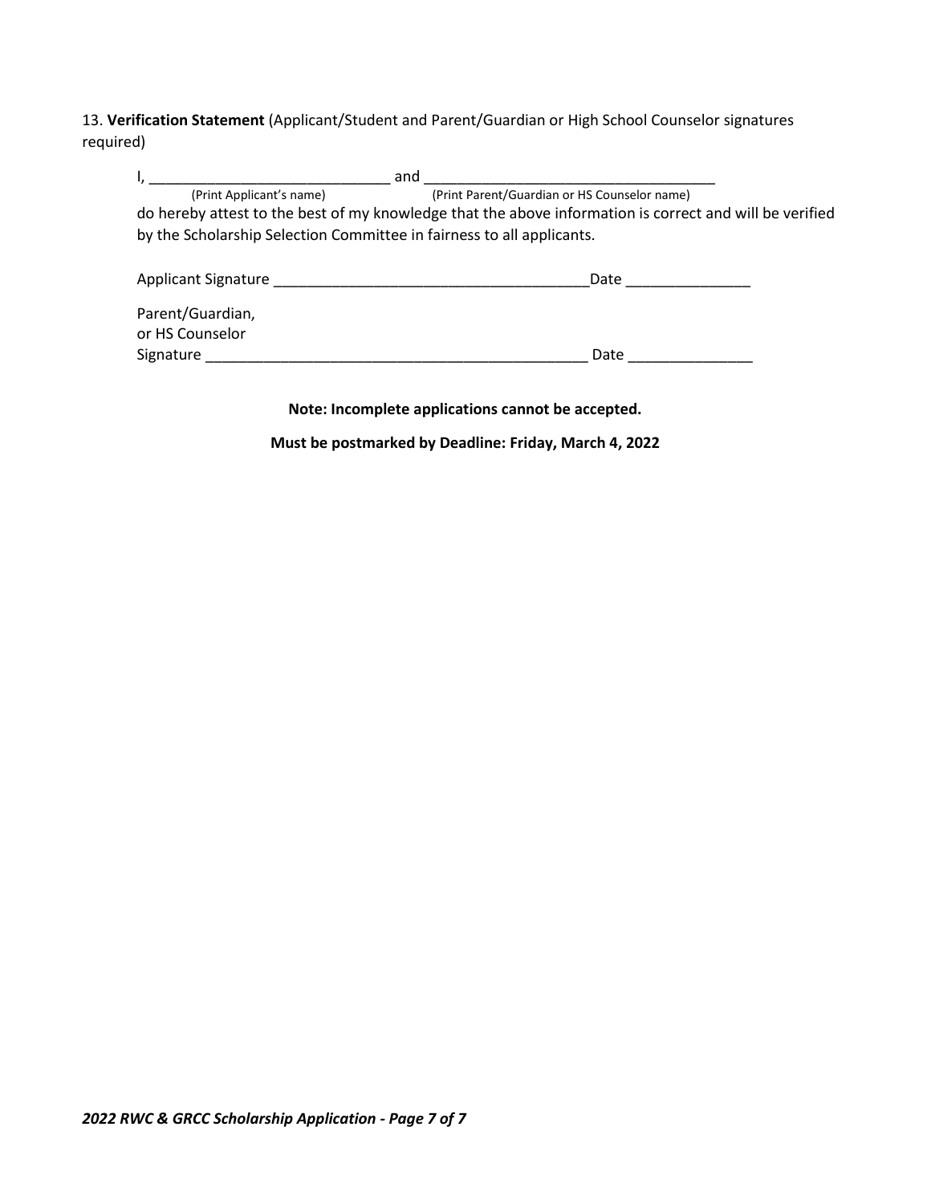13. **Verification Statement** (Applicant/Student and Parent/Guardian or High School Counselor signatures required)

I, ______________________________ and ____________________________________
(Print Applicant's name) (Print Parent/Guardian or HS Counselor name)
do hereby attest to the best of my knowledge that the above information is correct and will be verified by the Scholarship Selection Committee in fairness to all applicants.

Applicant Signature ______________________________________Date _______________

Parent/Guardian,
or HS Counselor
Signature _______________________________________________ Date _______________

**Note: Incomplete applications cannot be accepted.**

**Must be postmarked by Deadline: Friday, March 4, 2022**